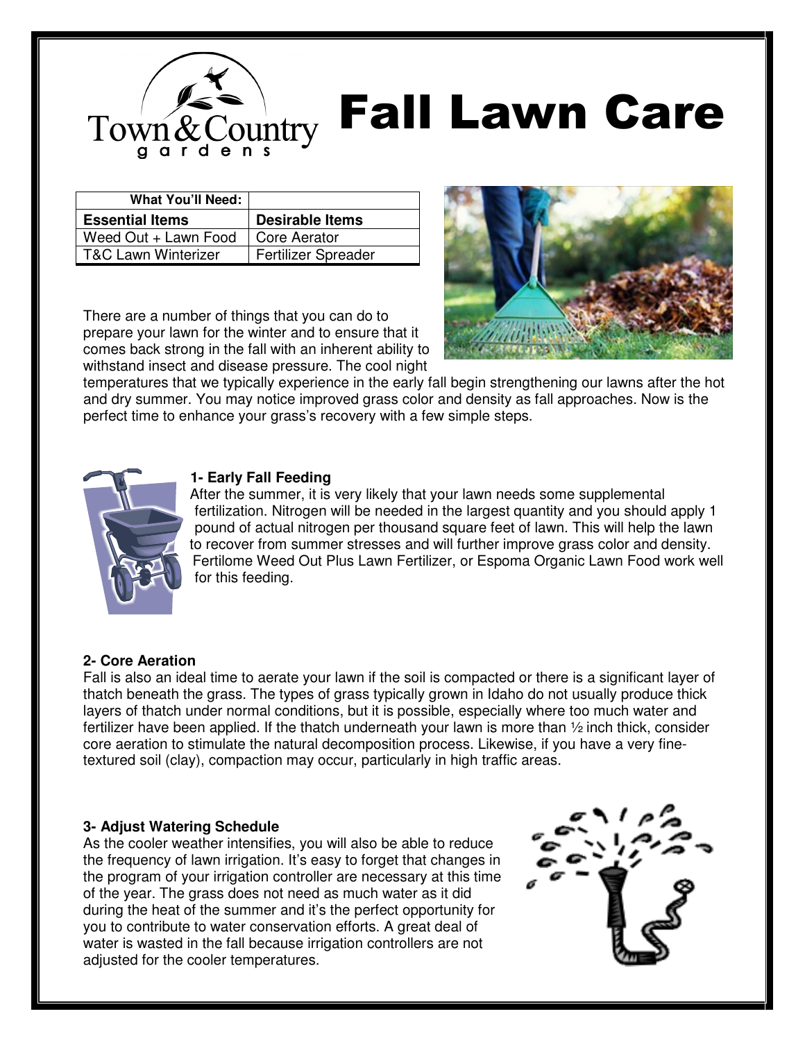# Fall Lawn Care

Town & Country gardens

| What You'll Need: | |
|---|---|
| **Essential Items** | **Desirable Items** |
| Weed Out + Lawn Food | Core Aerator |
| T&C Lawn Winterizer | Fertilizer Spreader |

There are a number of things that you can do to prepare your lawn for the winter and to ensure that it comes back strong in the fall with an inherent ability to withstand insect and disease pressure. The cool night temperatures that we typically experience in the early fall begin strengthening our lawns after the hot and dry summer. You may notice improved grass color and density as fall approaches. Now is the perfect time to enhance your grass's recovery with a few simple steps.

### 1- Early Fall Feeding

After the summer, it is very likely that your lawn needs some supplemental fertilization. Nitrogen will be needed in the largest quantity and you should apply 1 pound of actual nitrogen per thousand square feet of lawn. This will help the lawn to recover from summer stresses and will further improve grass color and density. Fertilome Weed Out Plus Lawn Fertilizer, or Espoma Organic Lawn Food work well for this feeding.

### 2- Core Aeration

Fall is also an ideal time to aerate your lawn if the soil is compacted or there is a significant layer of thatch beneath the grass. The types of grass typically grown in Idaho do not usually produce thick layers of thatch under normal conditions, but it is possible, especially where too much water and fertilizer have been applied. If the thatch underneath your lawn is more than ½ inch thick, consider core aeration to stimulate the natural decomposition process. Likewise, if you have a very fine-textured soil (clay), compaction may occur, particularly in high traffic areas.

### 3- Adjust Watering Schedule

As the cooler weather intensifies, you will also be able to reduce the frequency of lawn irrigation. It's easy to forget that changes in the program of your irrigation controller are necessary at this time of the year. The grass does not need as much water as it did during the heat of the summer and it's the perfect opportunity for you to contribute to water conservation efforts. A great deal of water is wasted in the fall because irrigation controllers are not adjusted for the cooler temperatures.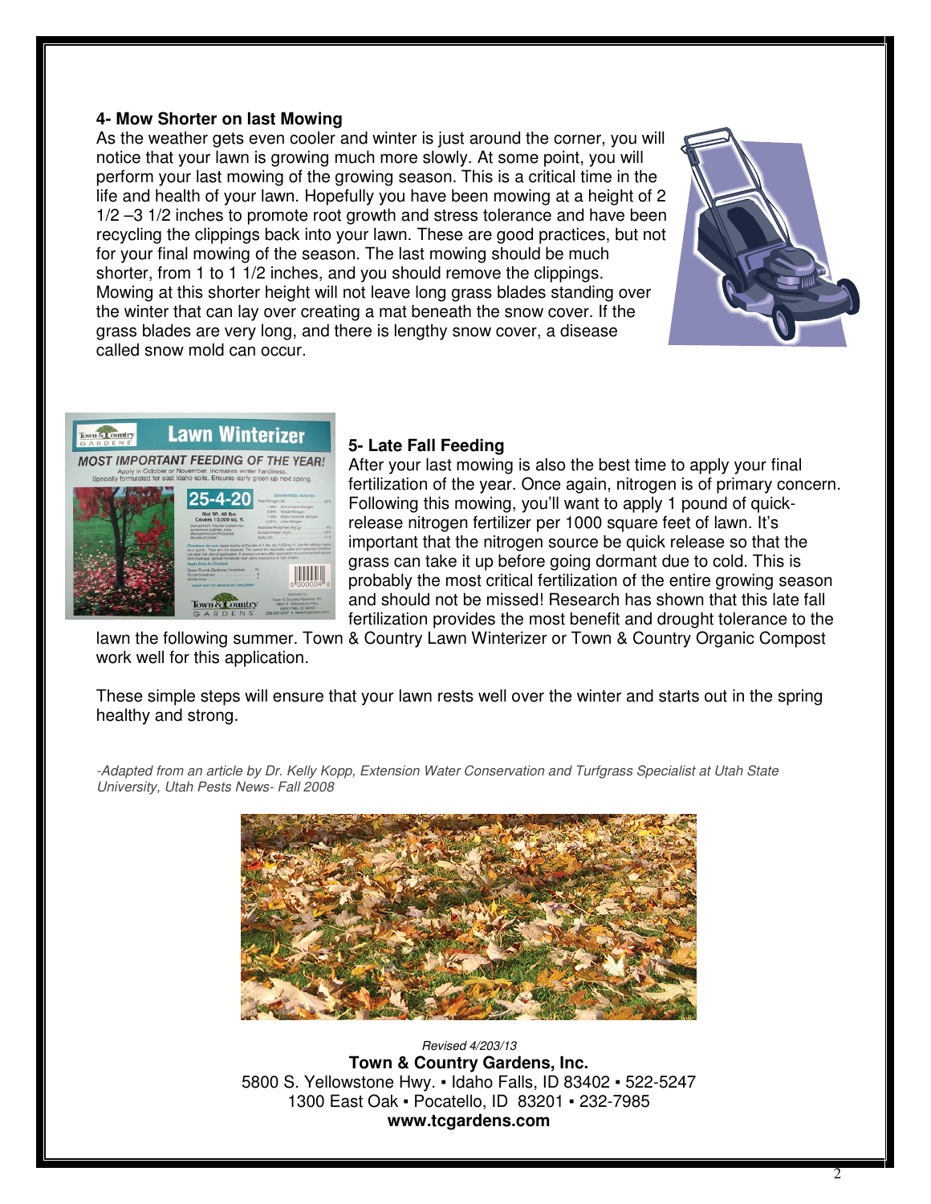### 4- Mow Shorter on last Mowing

As the weather gets even cooler and winter is just around the corner, you will notice that your lawn is growing much more slowly. At some point, you will perform your last mowing of the growing season. This is a critical time in the life and health of your lawn. Hopefully you have been mowing at a height of 2 1/2 –3 1/2 inches to promote root growth and stress tolerance and have been recycling the clippings back into your lawn. These are good practices, but not for your final mowing of the season. The last mowing should be much shorter, from 1 to 1 1/2 inches, and you should remove the clippings. Mowing at this shorter height will not leave long grass blades standing over the winter that can lay over creating a mat beneath the snow cover. If the grass blades are very long, and there is lengthy snow cover, a disease called snow mold can occur.

### 5- Late Fall Feeding

After your last mowing is also the best time to apply your final fertilization of the year. Once again, nitrogen is of primary concern. Following this mowing, you'll want to apply 1 pound of quick-release nitrogen fertilizer per 1000 square feet of lawn. It's important that the nitrogen source be quick release so that the grass can take it up before going dormant due to cold. This is probably the most critical fertilization of the entire growing season and should not be missed! Research has shown that this late fall fertilization provides the most benefit and drought tolerance to the lawn the following summer. Town & Country Lawn Winterizer or Town & Country Organic Compost work well for this application.

These simple steps will ensure that your lawn rests well over the winter and starts out in the spring healthy and strong.

*-Adapted from an article by Dr. Kelly Kopp, Extension Water Conservation and Turfgrass Specialist at Utah State University, Utah Pests News- Fall 2008*

*Revised 4/203/13*

**Town & Country Gardens, Inc.**
5800 S. Yellowstone Hwy. ▪ Idaho Falls, ID 83402 ▪ 522-5247
1300 East Oak ▪ Pocatello, ID 83201 ▪ 232-7985
**www.tcgardens.com**